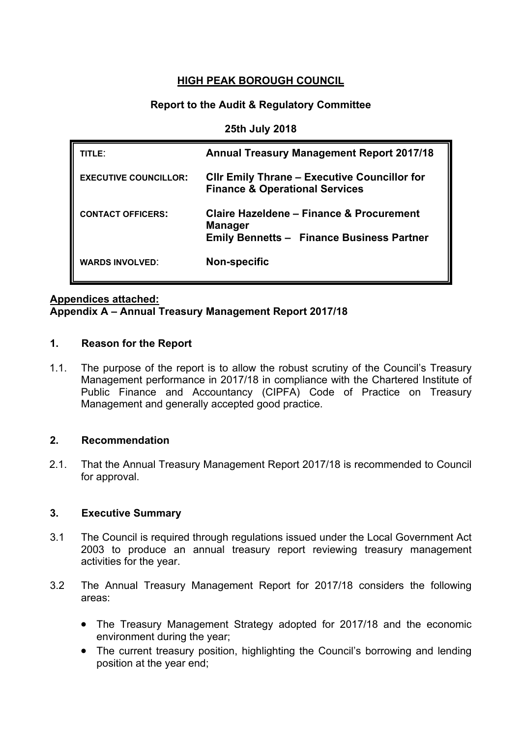# HIGH PEAK BOROUGH COUNCIL

## Report to the Audit & Regulatory Committee

**25th July 2018**

| | |
|---|---|
| **TITLE**: | **Annual Treasury Management Report 2017/18** |
| **EXECUTIVE COUNCILLOR:** | **Cllr Emily Thrane – Executive Councillor for Finance & Operational Services** |
| **CONTACT OFFICERS:** | **Claire Hazeldene – Finance & Procurement Manager**<br>**Emily Bennetts – Finance Business Partner** |
| **WARDS INVOLVED**: | **Non-specific** |

**Appendices attached:**
**Appendix A – Annual Treasury Management Report 2017/18**

### 1. Reason for the Report

1.1. The purpose of the report is to allow the robust scrutiny of the Council's Treasury Management performance in 2017/18 in compliance with the Chartered Institute of Public Finance and Accountancy (CIPFA) Code of Practice on Treasury Management and generally accepted good practice.

### 2. Recommendation

2.1. That the Annual Treasury Management Report 2017/18 is recommended to Council for approval.

### 3. Executive Summary

3.1 The Council is required through regulations issued under the Local Government Act 2003 to produce an annual treasury report reviewing treasury management activities for the year.

3.2 The Annual Treasury Management Report for 2017/18 considers the following areas:

- The Treasury Management Strategy adopted for 2017/18 and the economic environment during the year;
- The current treasury position, highlighting the Council's borrowing and lending position at the year end;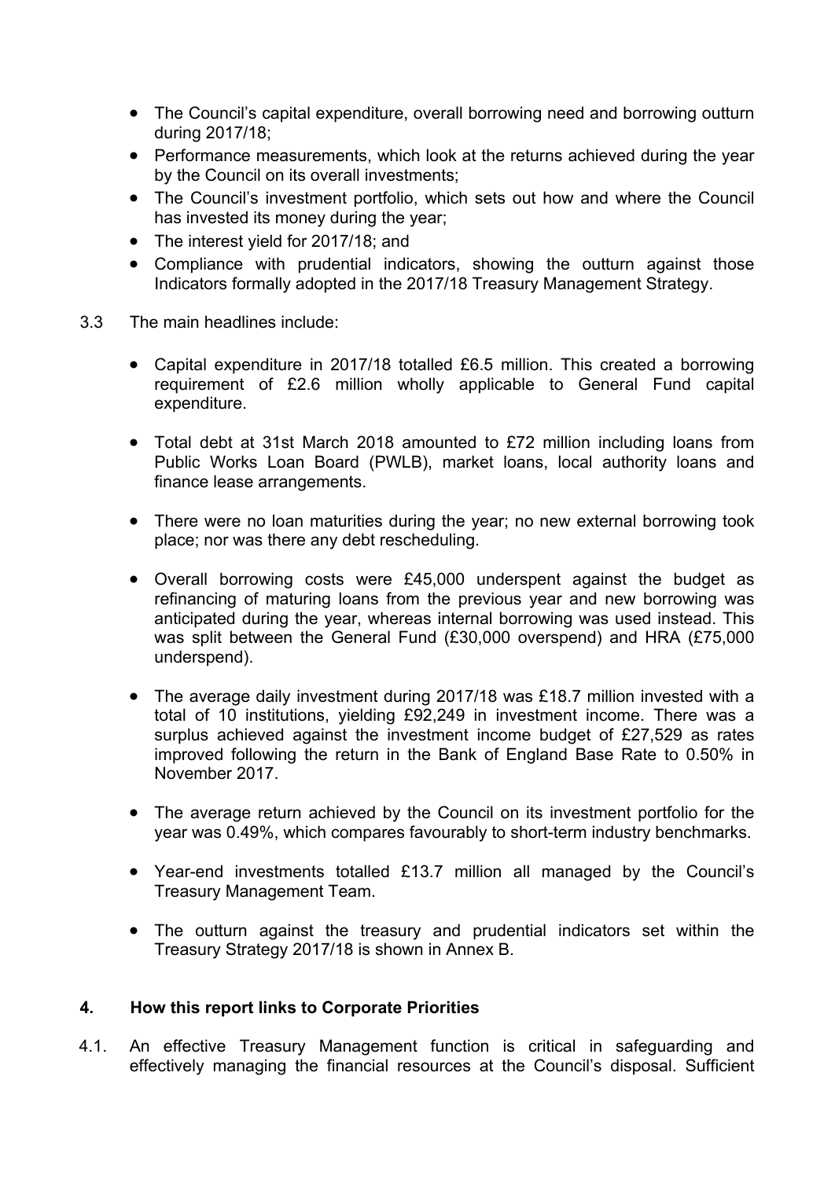- The Council's capital expenditure, overall borrowing need and borrowing outturn during 2017/18;
- Performance measurements, which look at the returns achieved during the year by the Council on its overall investments;
- The Council's investment portfolio, which sets out how and where the Council has invested its money during the year;
- The interest yield for 2017/18; and
- Compliance with prudential indicators, showing the outturn against those Indicators formally adopted in the 2017/18 Treasury Management Strategy.

3.3 The main headlines include:

- Capital expenditure in 2017/18 totalled £6.5 million. This created a borrowing requirement of £2.6 million wholly applicable to General Fund capital expenditure.

- Total debt at 31st March 2018 amounted to £72 million including loans from Public Works Loan Board (PWLB), market loans, local authority loans and finance lease arrangements.

- There were no loan maturities during the year; no new external borrowing took place; nor was there any debt rescheduling.

- Overall borrowing costs were £45,000 underspent against the budget as refinancing of maturing loans from the previous year and new borrowing was anticipated during the year, whereas internal borrowing was used instead. This was split between the General Fund (£30,000 overspend) and HRA (£75,000 underspend).

- The average daily investment during 2017/18 was £18.7 million invested with a total of 10 institutions, yielding £92,249 in investment income. There was a surplus achieved against the investment income budget of £27,529 as rates improved following the return in the Bank of England Base Rate to 0.50% in November 2017.

- The average return achieved by the Council on its investment portfolio for the year was 0.49%, which compares favourably to short-term industry benchmarks.

- Year-end investments totalled £13.7 million all managed by the Council's Treasury Management Team.

- The outturn against the treasury and prudential indicators set within the Treasury Strategy 2017/18 is shown in Annex B.

## 4. How this report links to Corporate Priorities

4.1. An effective Treasury Management function is critical in safeguarding and effectively managing the financial resources at the Council's disposal. Sufficient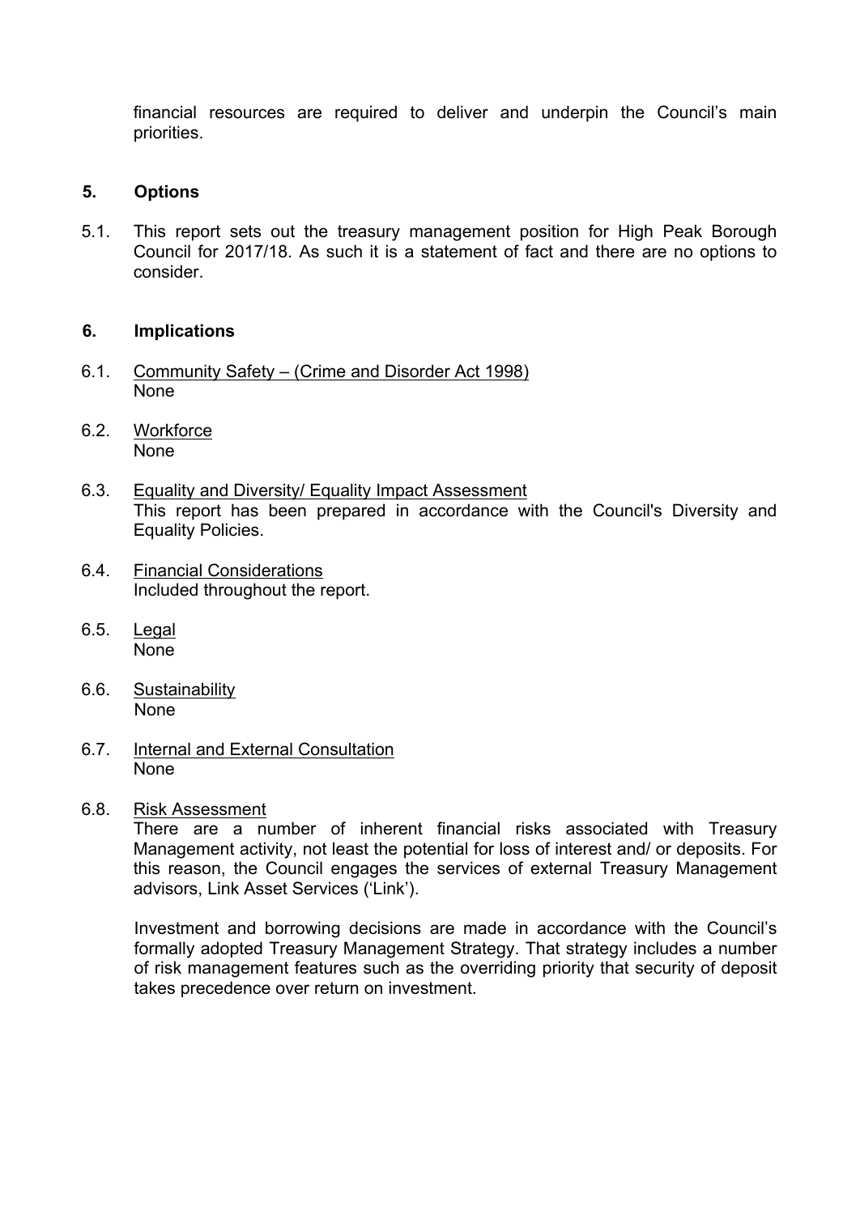financial resources are required to deliver and underpin the Council's main priorities.

## 5. Options

5.1. This report sets out the treasury management position for High Peak Borough Council for 2017/18. As such it is a statement of fact and there are no options to consider.

## 6. Implications

6.1. Community Safety – (Crime and Disorder Act 1998)
None

6.2. Workforce
None

6.3. Equality and Diversity/ Equality Impact Assessment
This report has been prepared in accordance with the Council's Diversity and Equality Policies.

6.4. Financial Considerations
Included throughout the report.

6.5. Legal
None

6.6. Sustainability
None

6.7. Internal and External Consultation
None

6.8. Risk Assessment
There are a number of inherent financial risks associated with Treasury Management activity, not least the potential for loss of interest and/ or deposits. For this reason, the Council engages the services of external Treasury Management advisors, Link Asset Services ('Link').

Investment and borrowing decisions are made in accordance with the Council's formally adopted Treasury Management Strategy. That strategy includes a number of risk management features such as the overriding priority that security of deposit takes precedence over return on investment.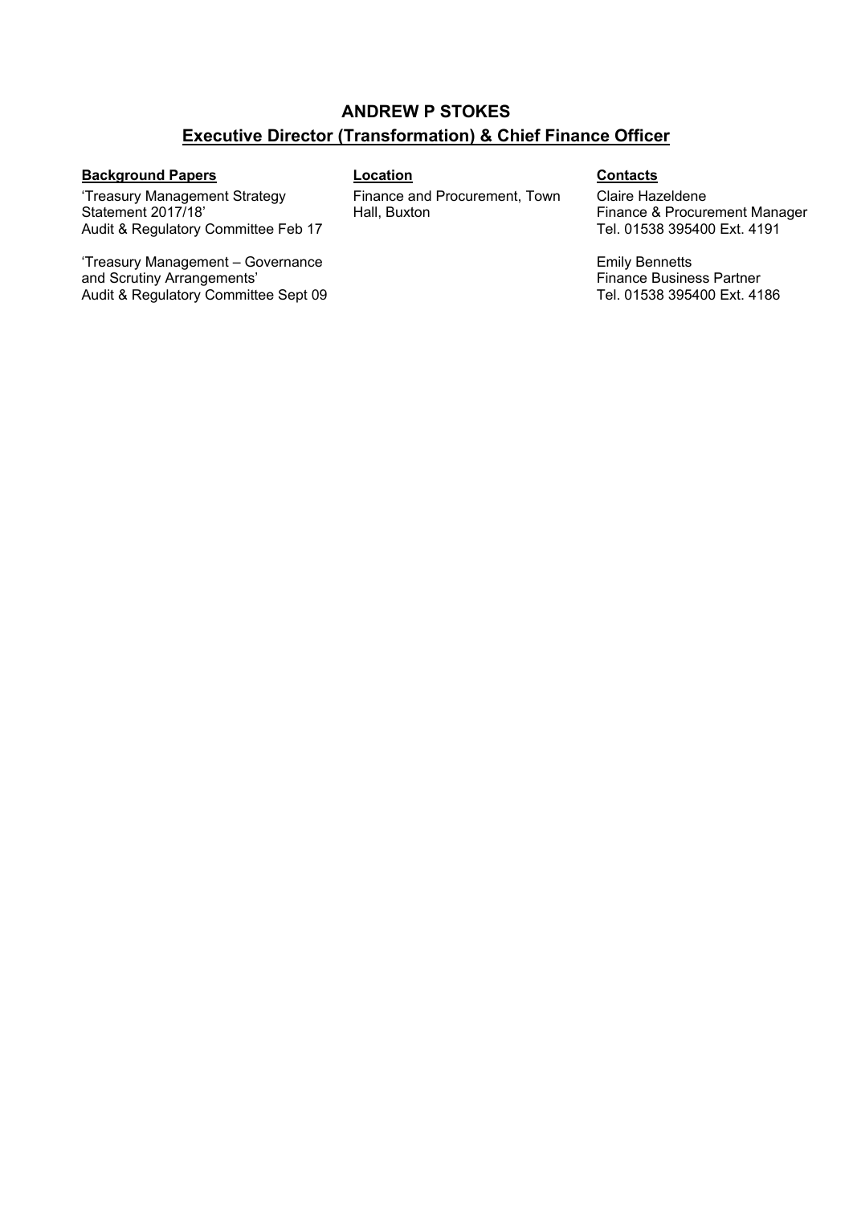**ANDREW P STOKES**

**Executive Director (Transformation) & Chief Finance Officer**

| **Background Papers** | **Location** | **Contacts** |
| --- | --- | --- |
| 'Treasury Management Strategy Statement 2017/18' Audit & Regulatory Committee Feb 17 | Finance and Procurement, Town Hall, Buxton | Claire Hazeldene Finance & Procurement Manager Tel. 01538 395400 Ext. 4191 |
| 'Treasury Management – Governance and Scrutiny Arrangements' Audit & Regulatory Committee Sept 09 | | Emily Bennetts Finance Business Partner Tel. 01538 395400 Ext. 4186 |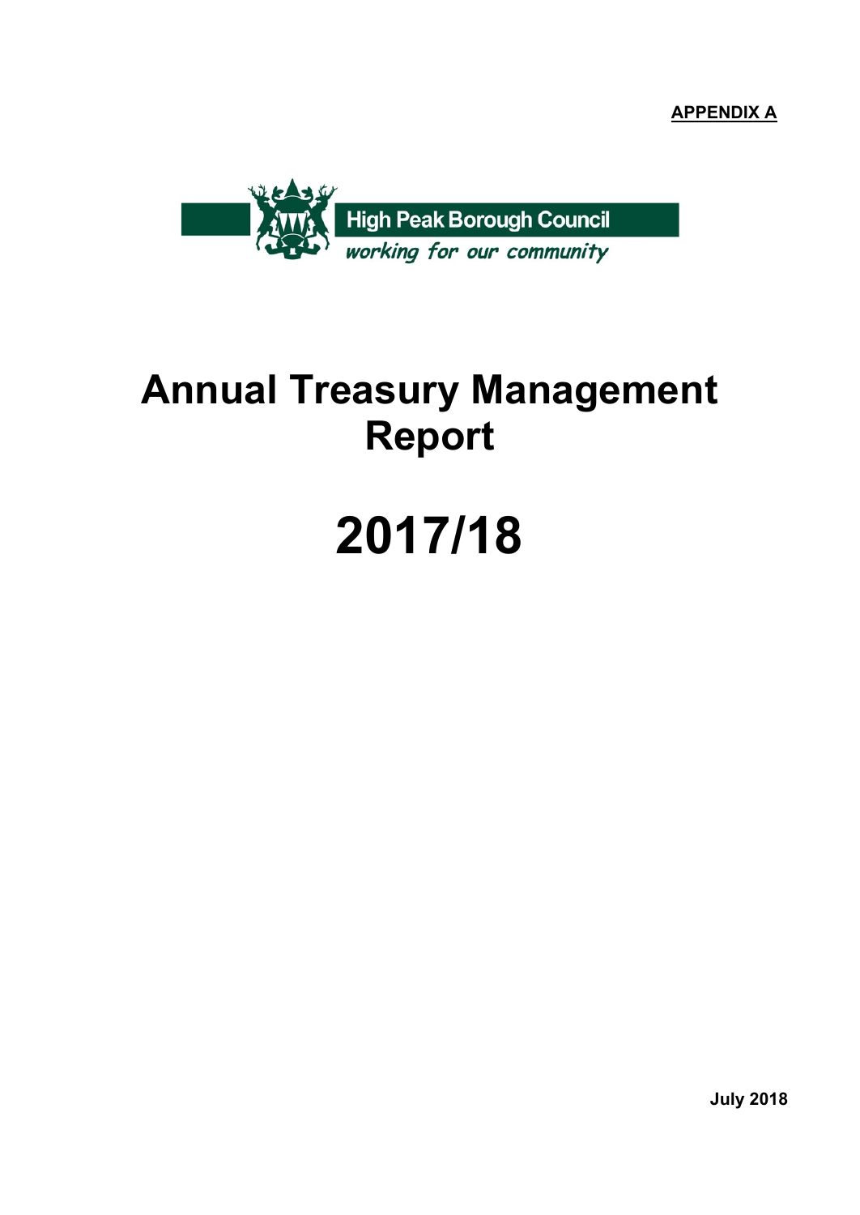**APPENDIX A**

High Peak Borough Council

*working for our community*

# Annual Treasury Management Report

# 2017/18

**July 2018**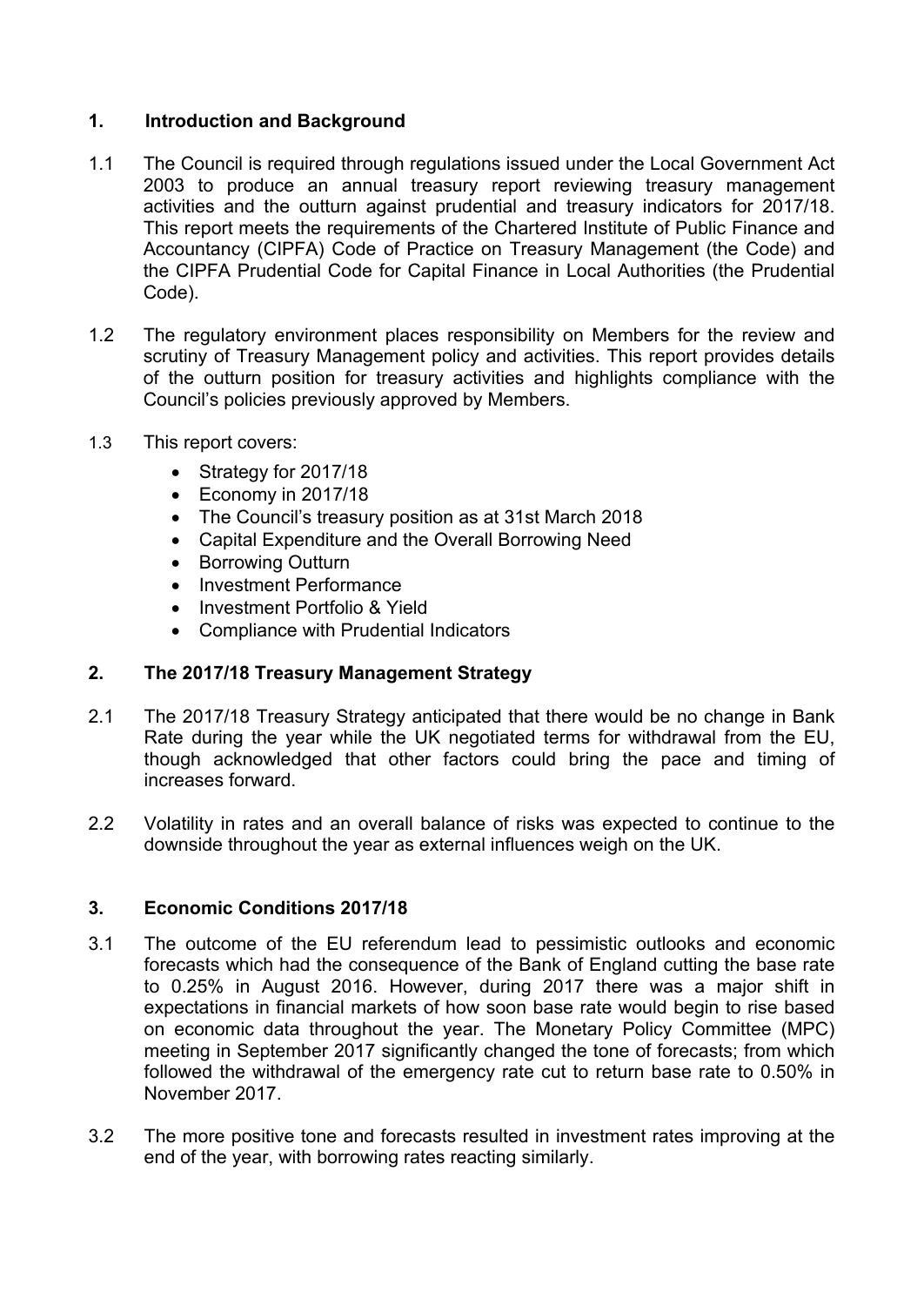## 1. Introduction and Background

1.1 The Council is required through regulations issued under the Local Government Act 2003 to produce an annual treasury report reviewing treasury management activities and the outturn against prudential and treasury indicators for 2017/18. This report meets the requirements of the Chartered Institute of Public Finance and Accountancy (CIPFA) Code of Practice on Treasury Management (the Code) and the CIPFA Prudential Code for Capital Finance in Local Authorities (the Prudential Code).

1.2 The regulatory environment places responsibility on Members for the review and scrutiny of Treasury Management policy and activities. This report provides details of the outturn position for treasury activities and highlights compliance with the Council's policies previously approved by Members.

1.3 This report covers:

- Strategy for 2017/18
- Economy in 2017/18
- The Council's treasury position as at 31st March 2018
- Capital Expenditure and the Overall Borrowing Need
- Borrowing Outturn
- Investment Performance
- Investment Portfolio & Yield
- Compliance with Prudential Indicators

## 2. The 2017/18 Treasury Management Strategy

2.1 The 2017/18 Treasury Strategy anticipated that there would be no change in Bank Rate during the year while the UK negotiated terms for withdrawal from the EU, though acknowledged that other factors could bring the pace and timing of increases forward.

2.2 Volatility in rates and an overall balance of risks was expected to continue to the downside throughout the year as external influences weigh on the UK.

## 3. Economic Conditions 2017/18

3.1 The outcome of the EU referendum lead to pessimistic outlooks and economic forecasts which had the consequence of the Bank of England cutting the base rate to 0.25% in August 2016. However, during 2017 there was a major shift in expectations in financial markets of how soon base rate would begin to rise based on economic data throughout the year. The Monetary Policy Committee (MPC) meeting in September 2017 significantly changed the tone of forecasts; from which followed the withdrawal of the emergency rate cut to return base rate to 0.50% in November 2017.

3.2 The more positive tone and forecasts resulted in investment rates improving at the end of the year, with borrowing rates reacting similarly.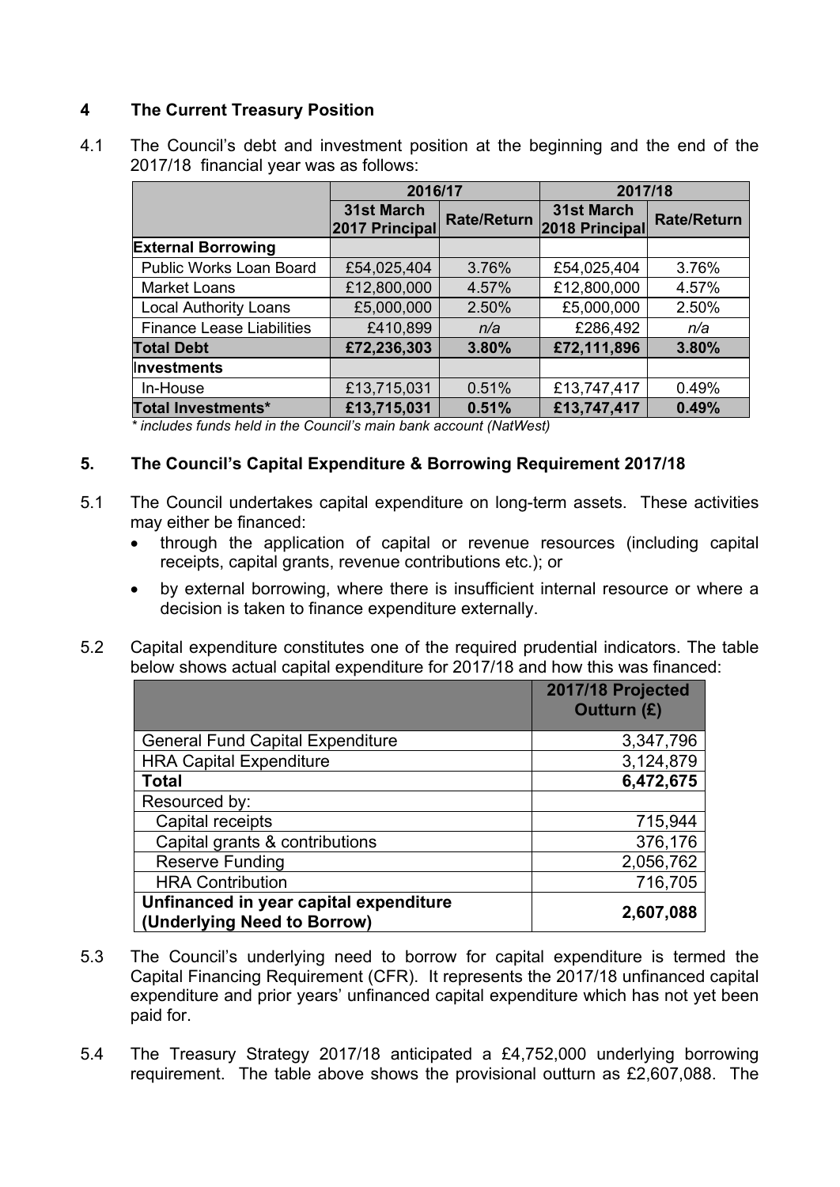## 4 The Current Treasury Position

4.1 The Council's debt and investment position at the beginning and the end of the 2017/18 financial year was as follows:

| | 2016/17 | | 2017/18 | |
|---|---|---|---|---|
| | 31st March 2017 Principal | Rate/Return | 31st March 2018 Principal | Rate/Return |
| **External Borrowing** | | | | |
| Public Works Loan Board | £54,025,404 | 3.76% | £54,025,404 | 3.76% |
| Market Loans | £12,800,000 | 4.57% | £12,800,000 | 4.57% |
| Local Authority Loans | £5,000,000 | 2.50% | £5,000,000 | 2.50% |
| Finance Lease Liabilities | £410,899 | *n/a* | £286,492 | *n/a* |
| **Total Debt** | **£72,236,303** | **3.80%** | **£72,111,896** | **3.80%** |
| **Investments** | | | | |
| In-House | £13,715,031 | 0.51% | £13,747,417 | 0.49% |
| **Total Investments*** | **£13,715,031** | **0.51%** | **£13,747,417** | **0.49%** |

*\* includes funds held in the Council's main bank account (NatWest)*

## 5. The Council's Capital Expenditure & Borrowing Requirement 2017/18

5.1 The Council undertakes capital expenditure on long-term assets. These activities may either be financed:

- through the application of capital or revenue resources (including capital receipts, capital grants, revenue contributions etc.); or
- by external borrowing, where there is insufficient internal resource or where a decision is taken to finance expenditure externally.

5.2 Capital expenditure constitutes one of the required prudential indicators. The table below shows actual capital expenditure for 2017/18 and how this was financed:

| | 2017/18 Projected Outturn (£) |
|---|---|
| General Fund Capital Expenditure | 3,347,796 |
| HRA Capital Expenditure | 3,124,879 |
| **Total** | **6,472,675** |
| Resourced by: | |
| Capital receipts | 715,944 |
| Capital grants & contributions | 376,176 |
| Reserve Funding | 2,056,762 |
| HRA Contribution | 716,705 |
| **Unfinanced in year capital expenditure (Underlying Need to Borrow)** | **2,607,088** |

5.3 The Council's underlying need to borrow for capital expenditure is termed the Capital Financing Requirement (CFR). It represents the 2017/18 unfinanced capital expenditure and prior years' unfinanced capital expenditure which has not yet been paid for.

5.4 The Treasury Strategy 2017/18 anticipated a £4,752,000 underlying borrowing requirement. The table above shows the provisional outturn as £2,607,088. The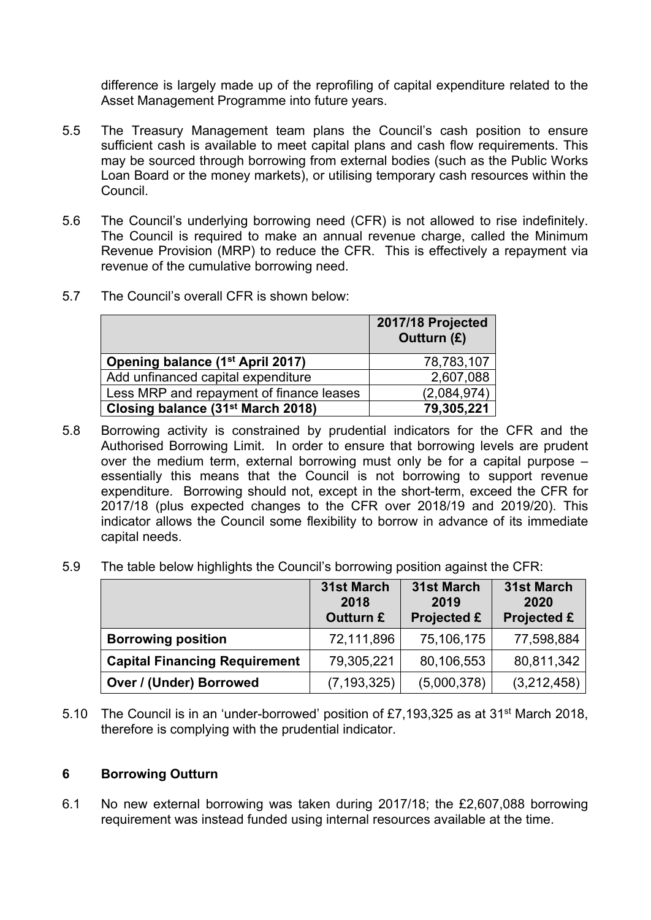difference is largely made up of the reprofiling of capital expenditure related to the Asset Management Programme into future years.

5.5 The Treasury Management team plans the Council's cash position to ensure sufficient cash is available to meet capital plans and cash flow requirements. This may be sourced through borrowing from external bodies (such as the Public Works Loan Board or the money markets), or utilising temporary cash resources within the Council.

5.6 The Council's underlying borrowing need (CFR) is not allowed to rise indefinitely. The Council is required to make an annual revenue charge, called the Minimum Revenue Provision (MRP) to reduce the CFR. This is effectively a repayment via revenue of the cumulative borrowing need.

5.7 The Council's overall CFR is shown below:

| | 2017/18 Projected Outturn (£) |
|---|---|
| **Opening balance (1st April 2017)** | 78,783,107 |
| Add unfinanced capital expenditure | 2,607,088 |
| Less MRP and repayment of finance leases | (2,084,974) |
| **Closing balance (31st March 2018)** | **79,305,221** |

5.8 Borrowing activity is constrained by prudential indicators for the CFR and the Authorised Borrowing Limit. In order to ensure that borrowing levels are prudent over the medium term, external borrowing must only be for a capital purpose – essentially this means that the Council is not borrowing to support revenue expenditure. Borrowing should not, except in the short-term, exceed the CFR for 2017/18 (plus expected changes to the CFR over 2018/19 and 2019/20). This indicator allows the Council some flexibility to borrow in advance of its immediate capital needs.

5.9 The table below highlights the Council's borrowing position against the CFR:

| | 31st March 2018 Outturn £ | 31st March 2019 Projected £ | 31st March 2020 Projected £ |
|---|---|---|---|
| **Borrowing position** | 72,111,896 | 75,106,175 | 77,598,884 |
| **Capital Financing Requirement** | 79,305,221 | 80,106,553 | 80,811,342 |
| **Over / (Under) Borrowed** | (7,193,325) | (5,000,378) | (3,212,458) |

5.10 The Council is in an 'under-borrowed' position of £7,193,325 as at 31st March 2018, therefore is complying with the prudential indicator.

## 6 Borrowing Outturn

6.1 No new external borrowing was taken during 2017/18; the £2,607,088 borrowing requirement was instead funded using internal resources available at the time.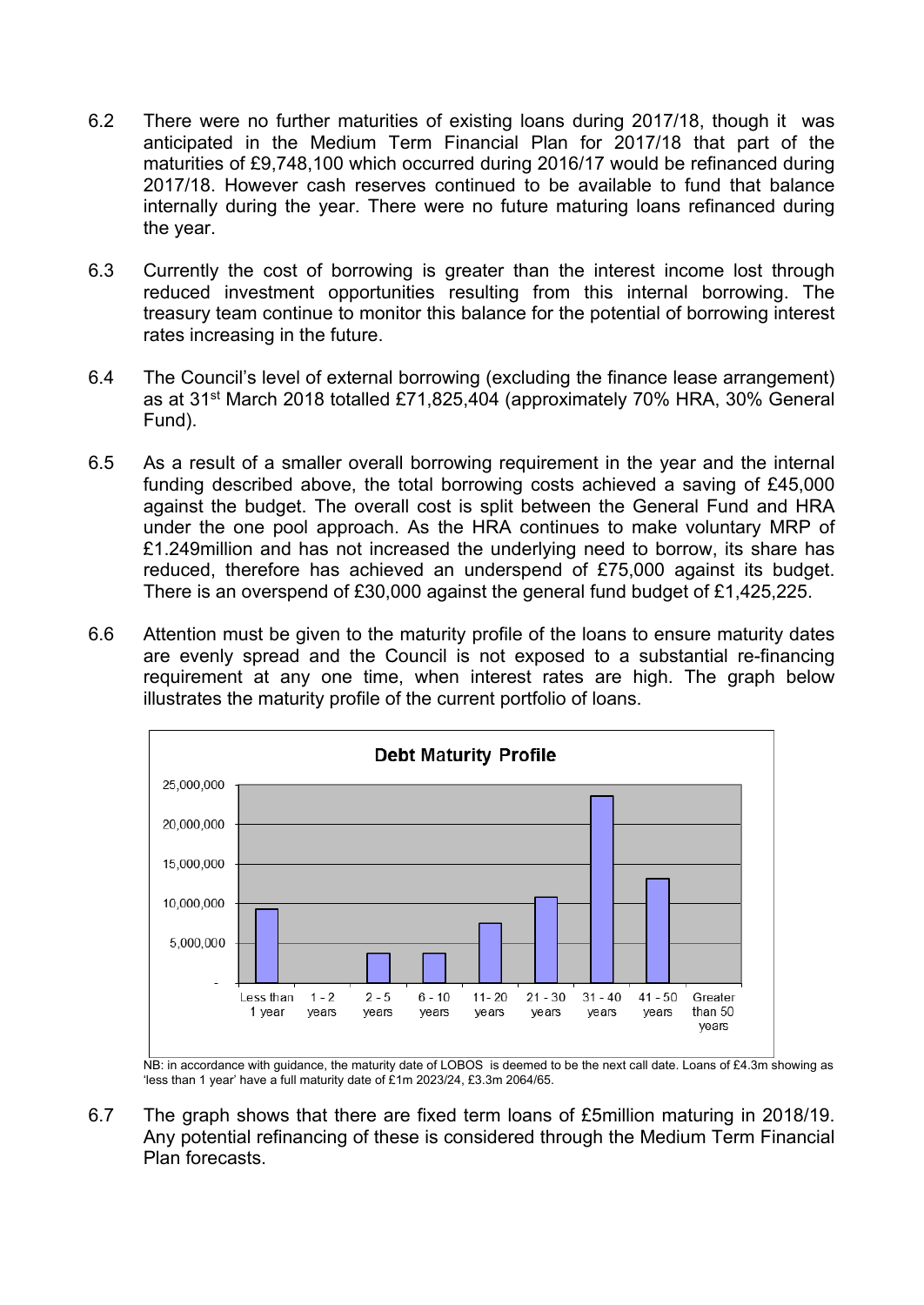6.2 There were no further maturities of existing loans during 2017/18, though it was anticipated in the Medium Term Financial Plan for 2017/18 that part of the maturities of £9,748,100 which occurred during 2016/17 would be refinanced during 2017/18. However cash reserves continued to be available to fund that balance internally during the year. There were no future maturing loans refinanced during the year.

6.3 Currently the cost of borrowing is greater than the interest income lost through reduced investment opportunities resulting from this internal borrowing. The treasury team continue to monitor this balance for the potential of borrowing interest rates increasing in the future.

6.4 The Council's level of external borrowing (excluding the finance lease arrangement) as at 31st March 2018 totalled £71,825,404 (approximately 70% HRA, 30% General Fund).

6.5 As a result of a smaller overall borrowing requirement in the year and the internal funding described above, the total borrowing costs achieved a saving of £45,000 against the budget. The overall cost is split between the General Fund and HRA under the one pool approach. As the HRA continues to make voluntary MRP of £1.249million and has not increased the underlying need to borrow, its share has reduced, therefore has achieved an underspend of £75,000 against its budget. There is an overspend of £30,000 against the general fund budget of £1,425,225.

6.6 Attention must be given to the maturity profile of the loans to ensure maturity dates are evenly spread and the Council is not exposed to a substantial re-financing requirement at any one time, when interest rates are high. The graph below illustrates the maturity profile of the current portfolio of loans.

**Debt Maturity Profile**

NB: in accordance with guidance, the maturity date of LOBOS is deemed to be the next call date. Loans of £4.3m showing as 'less than 1 year' have a full maturity date of £1m 2023/24, £3.3m 2064/65.

6.7 The graph shows that there are fixed term loans of £5million maturing in 2018/19. Any potential refinancing of these is considered through the Medium Term Financial Plan forecasts.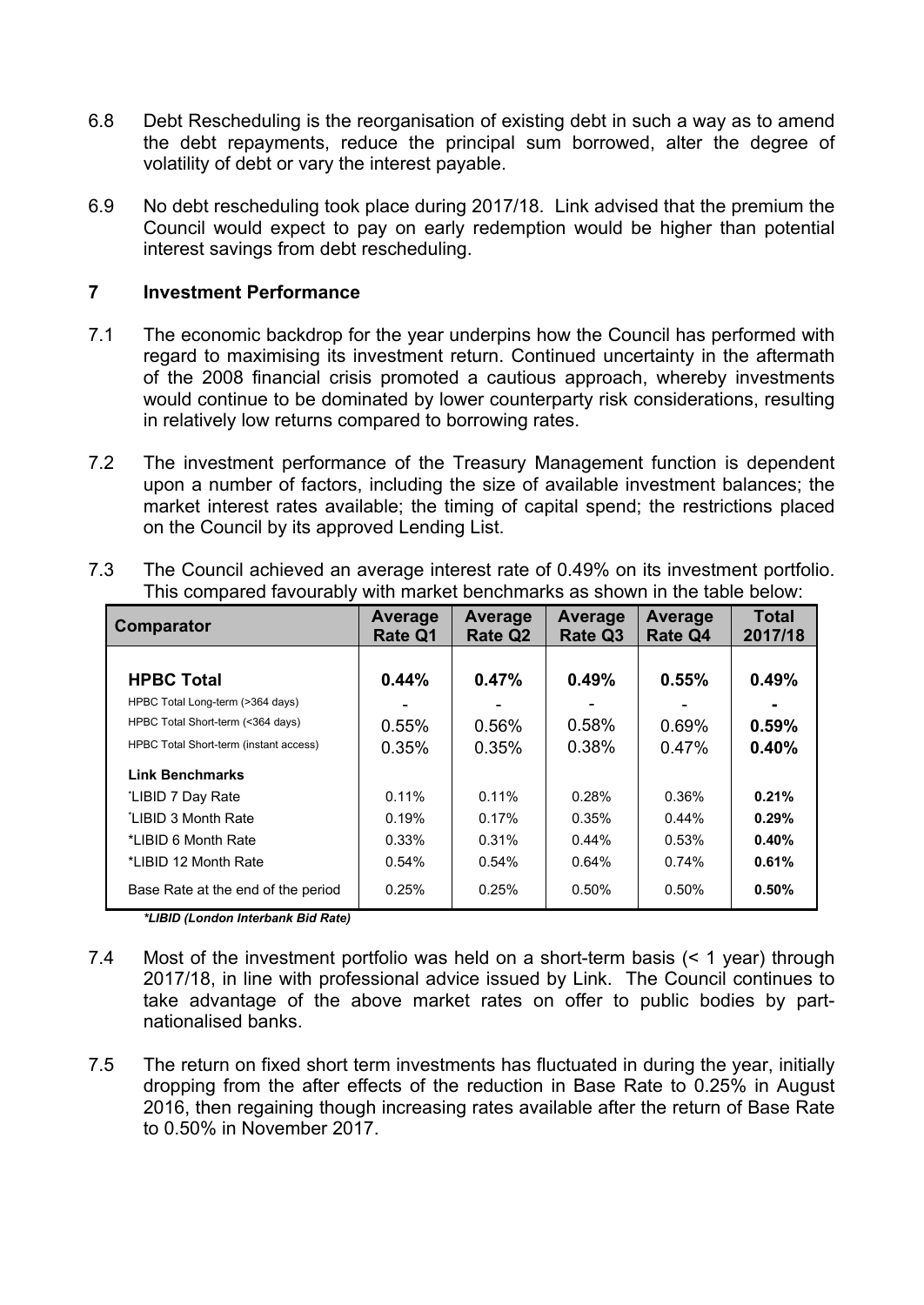6.8 Debt Rescheduling is the reorganisation of existing debt in such a way as to amend the debt repayments, reduce the principal sum borrowed, alter the degree of volatility of debt or vary the interest payable.

6.9 No debt rescheduling took place during 2017/18. Link advised that the premium the Council would expect to pay on early redemption would be higher than potential interest savings from debt rescheduling.

## 7 Investment Performance

7.1 The economic backdrop for the year underpins how the Council has performed with regard to maximising its investment return. Continued uncertainty in the aftermath of the 2008 financial crisis promoted a cautious approach, whereby investments would continue to be dominated by lower counterparty risk considerations, resulting in relatively low returns compared to borrowing rates.

7.2 The investment performance of the Treasury Management function is dependent upon a number of factors, including the size of available investment balances; the market interest rates available; the timing of capital spend; the restrictions placed on the Council by its approved Lending List.

7.3 The Council achieved an average interest rate of 0.49% on its investment portfolio. This compared favourably with market benchmarks as shown in the table below:

| Comparator | Average Rate Q1 | Average Rate Q2 | Average Rate Q3 | Average Rate Q4 | Total 2017/18 |
|---|---|---|---|---|---|
| **HPBC Total** | **0.44%** | **0.47%** | **0.49%** | **0.55%** | **0.49%** |
| HPBC Total Long-term (>364 days) | - | - | - | - | **-** |
| HPBC Total Short-term (<364 days) | 0.55% | 0.56% | 0.58% | 0.69% | **0.59%** |
| HPBC Total Short-term (instant access) | 0.35% | 0.35% | 0.38% | 0.47% | **0.40%** |
| **Link Benchmarks** | | | | | |
| *LIBID 7 Day Rate | 0.11% | 0.11% | 0.28% | 0.36% | **0.21%** |
| *LIBID 3 Month Rate | 0.19% | 0.17% | 0.35% | 0.44% | **0.29%** |
| *LIBID 6 Month Rate | 0.33% | 0.31% | 0.44% | 0.53% | **0.40%** |
| *LIBID 12 Month Rate | 0.54% | 0.54% | 0.64% | 0.74% | **0.61%** |
| Base Rate at the end of the period | 0.25% | 0.25% | 0.50% | 0.50% | **0.50%** |

***LIBID (London Interbank Bid Rate)***

7.4 Most of the investment portfolio was held on a short-term basis (< 1 year) through 2017/18, in line with professional advice issued by Link. The Council continues to take advantage of the above market rates on offer to public bodies by part-nationalised banks.

7.5 The return on fixed short term investments has fluctuated in during the year, initially dropping from the after effects of the reduction in Base Rate to 0.25% in August 2016, then regaining though increasing rates available after the return of Base Rate to 0.50% in November 2017.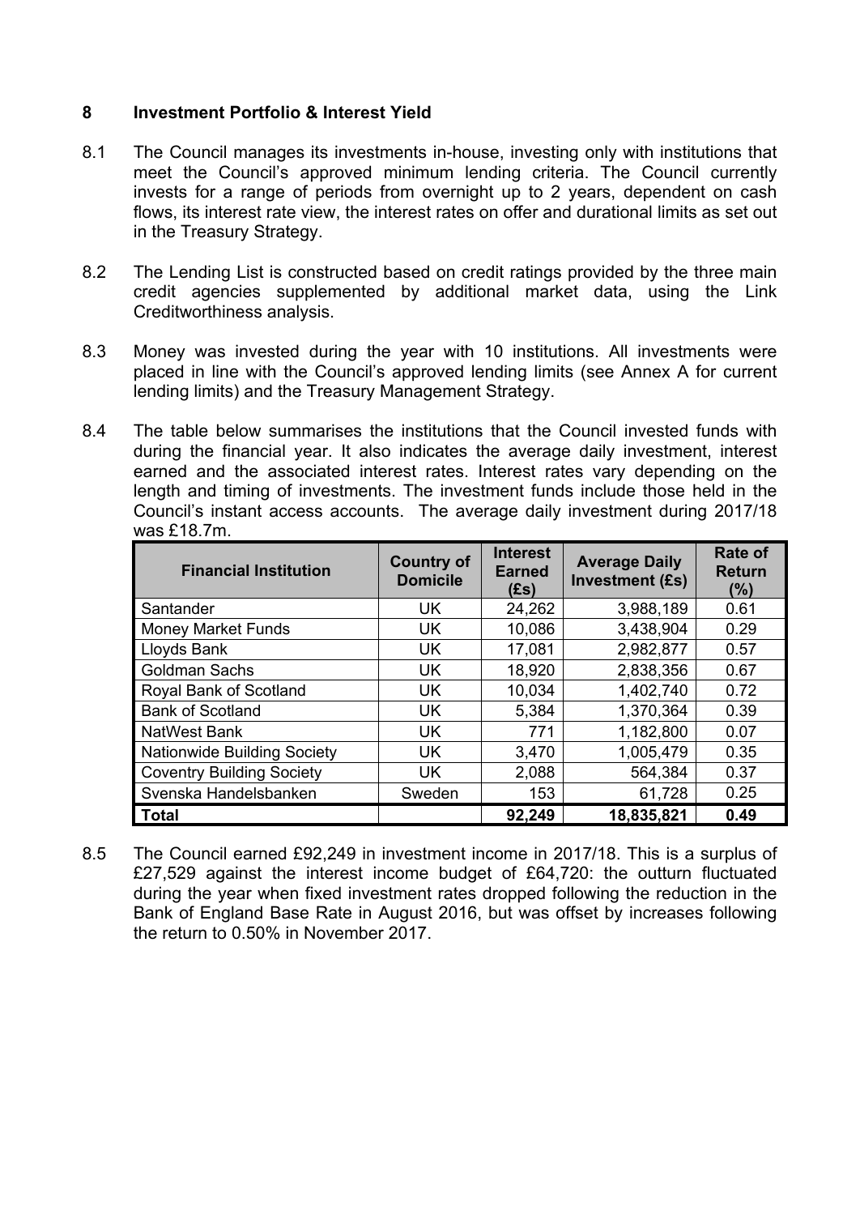## 8 Investment Portfolio & Interest Yield

8.1 The Council manages its investments in-house, investing only with institutions that meet the Council's approved minimum lending criteria. The Council currently invests for a range of periods from overnight up to 2 years, dependent on cash flows, its interest rate view, the interest rates on offer and durational limits as set out in the Treasury Strategy.

8.2 The Lending List is constructed based on credit ratings provided by the three main credit agencies supplemented by additional market data, using the Link Creditworthiness analysis.

8.3 Money was invested during the year with 10 institutions. All investments were placed in line with the Council's approved lending limits (see Annex A for current lending limits) and the Treasury Management Strategy.

8.4 The table below summarises the institutions that the Council invested funds with during the financial year. It also indicates the average daily investment, interest earned and the associated interest rates. Interest rates vary depending on the length and timing of investments. The investment funds include those held in the Council's instant access accounts. The average daily investment during 2017/18 was £18.7m.

| Financial Institution | Country of Domicile | Interest Earned (£s) | Average Daily Investment (£s) | Rate of Return (%) |
|---|---|---|---|---|
| Santander | UK | 24,262 | 3,988,189 | 0.61 |
| Money Market Funds | UK | 10,086 | 3,438,904 | 0.29 |
| Lloyds Bank | UK | 17,081 | 2,982,877 | 0.57 |
| Goldman Sachs | UK | 18,920 | 2,838,356 | 0.67 |
| Royal Bank of Scotland | UK | 10,034 | 1,402,740 | 0.72 |
| Bank of Scotland | UK | 5,384 | 1,370,364 | 0.39 |
| NatWest Bank | UK | 771 | 1,182,800 | 0.07 |
| Nationwide Building Society | UK | 3,470 | 1,005,479 | 0.35 |
| Coventry Building Society | UK | 2,088 | 564,384 | 0.37 |
| Svenska Handelsbanken | Sweden | 153 | 61,728 | 0.25 |
| **Total** | | **92,249** | **18,835,821** | **0.49** |

8.5 The Council earned £92,249 in investment income in 2017/18. This is a surplus of £27,529 against the interest income budget of £64,720: the outturn fluctuated during the year when fixed investment rates dropped following the reduction in the Bank of England Base Rate in August 2016, but was offset by increases following the return to 0.50% in November 2017.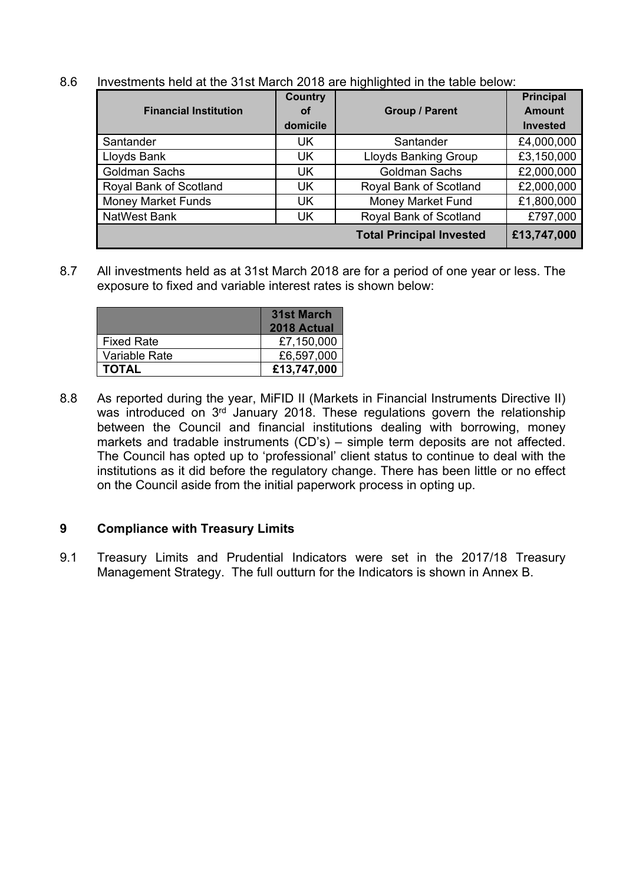8.6 Investments held at the 31st March 2018 are highlighted in the table below:

| Financial Institution | Country of domicile | Group / Parent | Principal Amount Invested |
|---|---|---|---|
| Santander | UK | Santander | £4,000,000 |
| Lloyds Bank | UK | Lloyds Banking Group | £3,150,000 |
| Goldman Sachs | UK | Goldman Sachs | £2,000,000 |
| Royal Bank of Scotland | UK | Royal Bank of Scotland | £2,000,000 |
| Money Market Funds | UK | Money Market Fund | £1,800,000 |
| NatWest Bank | UK | Royal Bank of Scotland | £797,000 |
| | | **Total Principal Invested** | **£13,747,000** |

8.7 All investments held as at 31st March 2018 are for a period of one year or less. The exposure to fixed and variable interest rates is shown below:

| | 31st March 2018 Actual |
|---|---|
| Fixed Rate | £7,150,000 |
| Variable Rate | £6,597,000 |
| **TOTAL** | **£13,747,000** |

8.8 As reported during the year, MiFID II (Markets in Financial Instruments Directive II) was introduced on 3rd January 2018. These regulations govern the relationship between the Council and financial institutions dealing with borrowing, money markets and tradable instruments (CD's) – simple term deposits are not affected. The Council has opted up to 'professional' client status to continue to deal with the institutions as it did before the regulatory change. There has been little or no effect on the Council aside from the initial paperwork process in opting up.

## 9 Compliance with Treasury Limits

9.1 Treasury Limits and Prudential Indicators were set in the 2017/18 Treasury Management Strategy. The full outturn for the Indicators is shown in Annex B.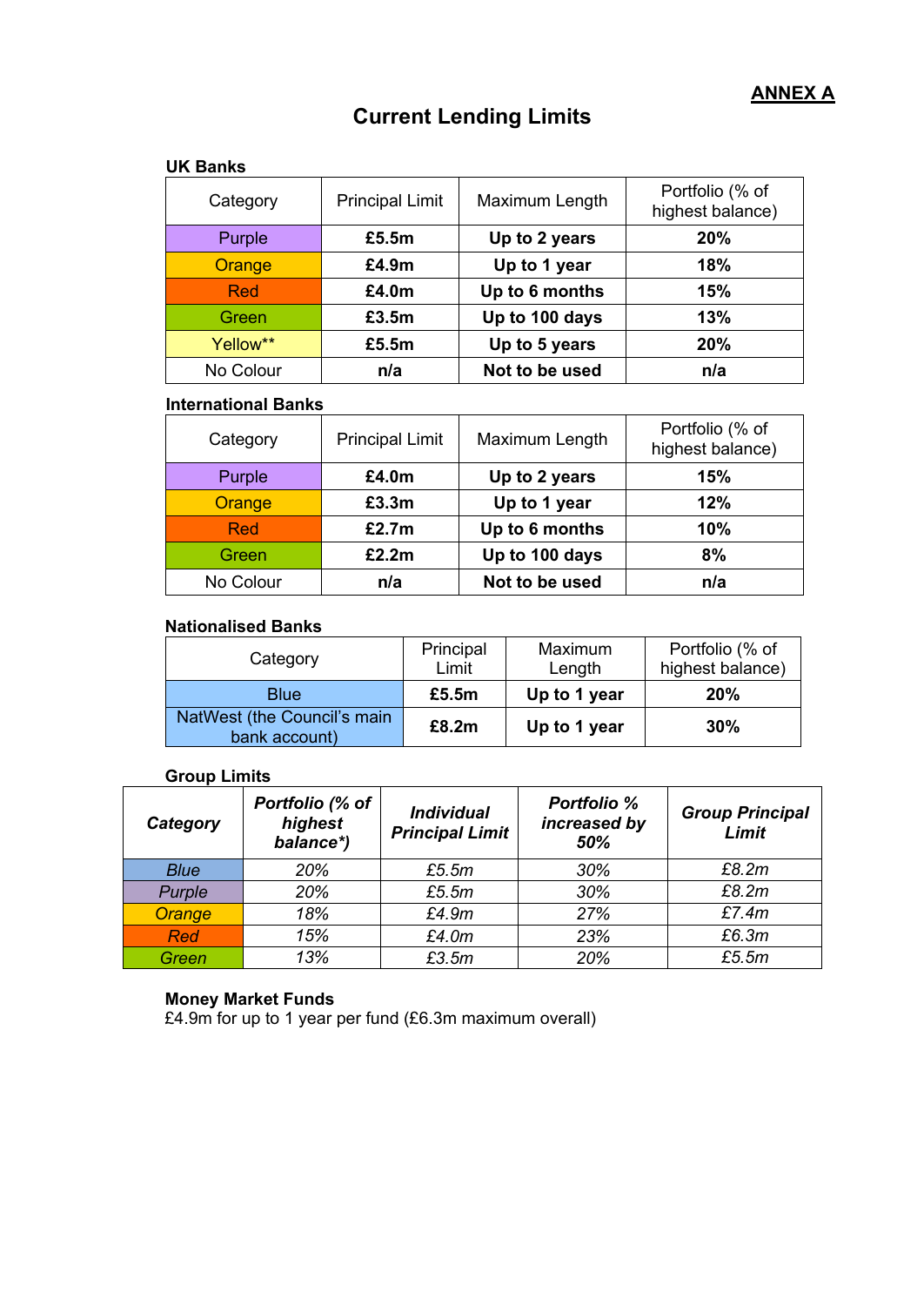**ANNEX A**

# Current Lending Limits

### UK Banks

| Category | Principal Limit | Maximum Length | Portfolio (% of highest balance) |
|---|---|---|---|
| Purple | **£5.5m** | **Up to 2 years** | **20%** |
| Orange | **£4.9m** | **Up to 1 year** | **18%** |
| Red | **£4.0m** | **Up to 6 months** | **15%** |
| Green | **£3.5m** | **Up to 100 days** | **13%** |
| Yellow** | **£5.5m** | **Up to 5 years** | **20%** |
| No Colour | **n/a** | **Not to be used** | **n/a** |

### International Banks

| Category | Principal Limit | Maximum Length | Portfolio (% of highest balance) |
|---|---|---|---|
| Purple | **£4.0m** | **Up to 2 years** | **15%** |
| Orange | **£3.3m** | **Up to 1 year** | **12%** |
| Red | **£2.7m** | **Up to 6 months** | **10%** |
| Green | **£2.2m** | **Up to 100 days** | **8%** |
| No Colour | **n/a** | **Not to be used** | **n/a** |

### Nationalised Banks

| Category | Principal Limit | Maximum Length | Portfolio (% of highest balance) |
|---|---|---|---|
| Blue | **£5.5m** | **Up to 1 year** | **20%** |
| NatWest (the Council's main bank account) | **£8.2m** | **Up to 1 year** | **30%** |

### Group Limits

| ***Category*** | ***Portfolio (% of highest balance*)*** | ***Individual Principal Limit*** | ***Portfolio % increased by 50%*** | ***Group Principal Limit*** |
|---|---|---|---|---|
| *Blue* | *20%* | *£5.5m* | *30%* | *£8.2m* |
| *Purple* | *20%* | *£5.5m* | *30%* | *£8.2m* |
| *Orange* | *18%* | *£4.9m* | *27%* | *£7.4m* |
| *Red* | *15%* | *£4.0m* | *23%* | *£6.3m* |
| *Green* | *13%* | *£3.5m* | *20%* | *£5.5m* |

**Money Market Funds**
£4.9m for up to 1 year per fund (£6.3m maximum overall)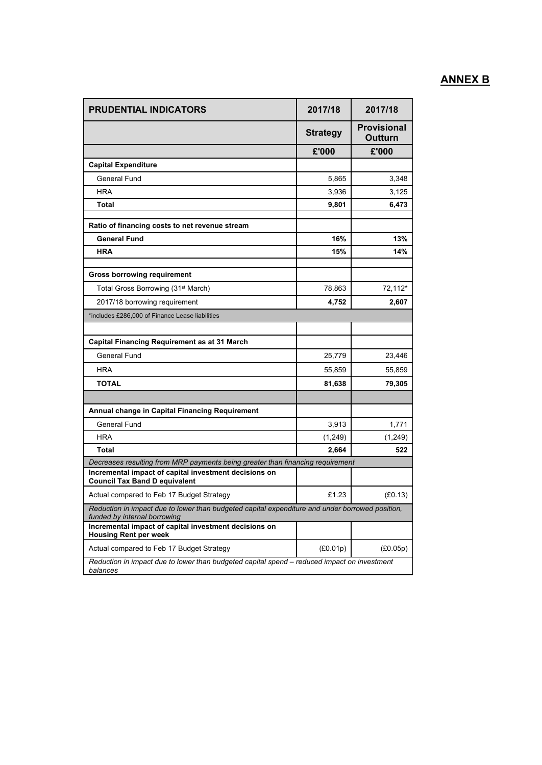## ANNEX B

| PRUDENTIAL INDICATORS | 2017/18 | 2017/18 |
|---|---|---|
| | **Strategy** | **Provisional Outturn** |
| | **£'000** | **£'000** |
| **Capital Expenditure** | | |
| General Fund | 5,865 | 3,348 |
| HRA | 3,936 | 3,125 |
| **Total** | **9,801** | **6,473** |
| | | |
| **Ratio of financing costs to net revenue stream** | | |
| **General Fund** | **16%** | **13%** |
| **HRA** | **15%** | **14%** |
| | | |
| **Gross borrowing requirement** | | |
| Total Gross Borrowing (31st March) | 78,863 | 72,112* |
| 2017/18 borrowing requirement | **4,752** | **2,607** |
| *includes £286,000 of Finance Lease liabilities | | |
| | | |
| **Capital Financing Requirement as at 31 March** | | |
| General Fund | 25,779 | 23,446 |
| HRA | 55,859 | 55,859 |
| **TOTAL** | **81,638** | **79,305** |
| | | |
| **Annual change in Capital Financing Requirement** | | |
| General Fund | 3,913 | 1,771 |
| HRA | (1,249) | (1,249) |
| **Total** | **2,664** | **522** |
| *Decreases resulting from MRP payments being greater than financing requirement* | | |
| **Incremental impact of capital investment decisions on Council Tax Band D equivalent** | | |
| Actual compared to Feb 17 Budget Strategy | £1.23 | (£0.13) |
| *Reduction in impact due to lower than budgeted capital expenditure and under borrowed position, funded by internal borrowing* | | |
| **Incremental impact of capital investment decisions on Housing Rent per week** | | |
| Actual compared to Feb 17 Budget Strategy | (£0.01p) | (£0.05p) |
| *Reduction in impact due to lower than budgeted capital spend – reduced impact on investment balances* | | |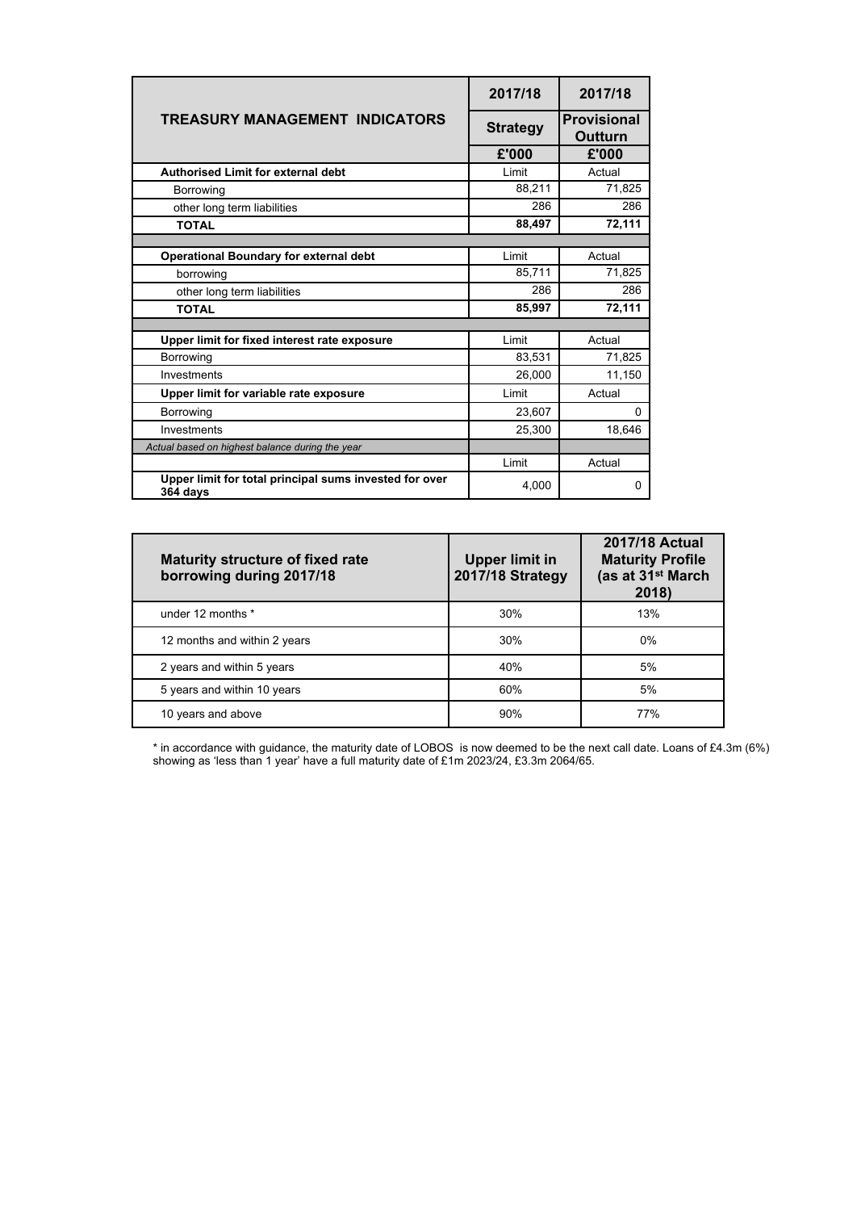| TREASURY MANAGEMENT INDICATORS | 2017/18 | 2017/18 |
|---|---|---|
| | **Strategy** | **Provisional Outturn** |
| | **£'000** | **£'000** |
| **Authorised Limit for external debt** | Limit | Actual |
| Borrowing | 88,211 | 71,825 |
| other long term liabilities | 286 | 286 |
| **TOTAL** | **88,497** | **72,111** |
| | | |
| **Operational Boundary for external debt** | Limit | Actual |
| borrowing | 85,711 | 71,825 |
| other long term liabilities | 286 | 286 |
| **TOTAL** | **85,997** | **72,111** |
| | | |
| **Upper limit for fixed interest rate exposure** | Limit | Actual |
| Borrowing | 83,531 | 71,825 |
| Investments | 26,000 | 11,150 |
| **Upper limit for variable rate exposure** | Limit | Actual |
| Borrowing | 23,607 | 0 |
| Investments | 25,300 | 18,646 |
| *Actual based on highest balance during the year* | | |
| | Limit | Actual |
| **Upper limit for total principal sums invested for over 364 days** | 4,000 | 0 |

| Maturity structure of fixed rate borrowing during 2017/18 | Upper limit in 2017/18 Strategy | 2017/18 Actual Maturity Profile (as at 31st March 2018) |
|---|---|---|
| under 12 months * | 30% | 13% |
| 12 months and within 2 years | 30% | 0% |
| 2 years and within 5 years | 40% | 5% |
| 5 years and within 10 years | 60% | 5% |
| 10 years and above | 90% | 77% |

* in accordance with guidance, the maturity date of LOBOS is now deemed to be the next call date. Loans of £4.3m (6%) showing as 'less than 1 year' have a full maturity date of £1m 2023/24, £3.3m 2064/65.